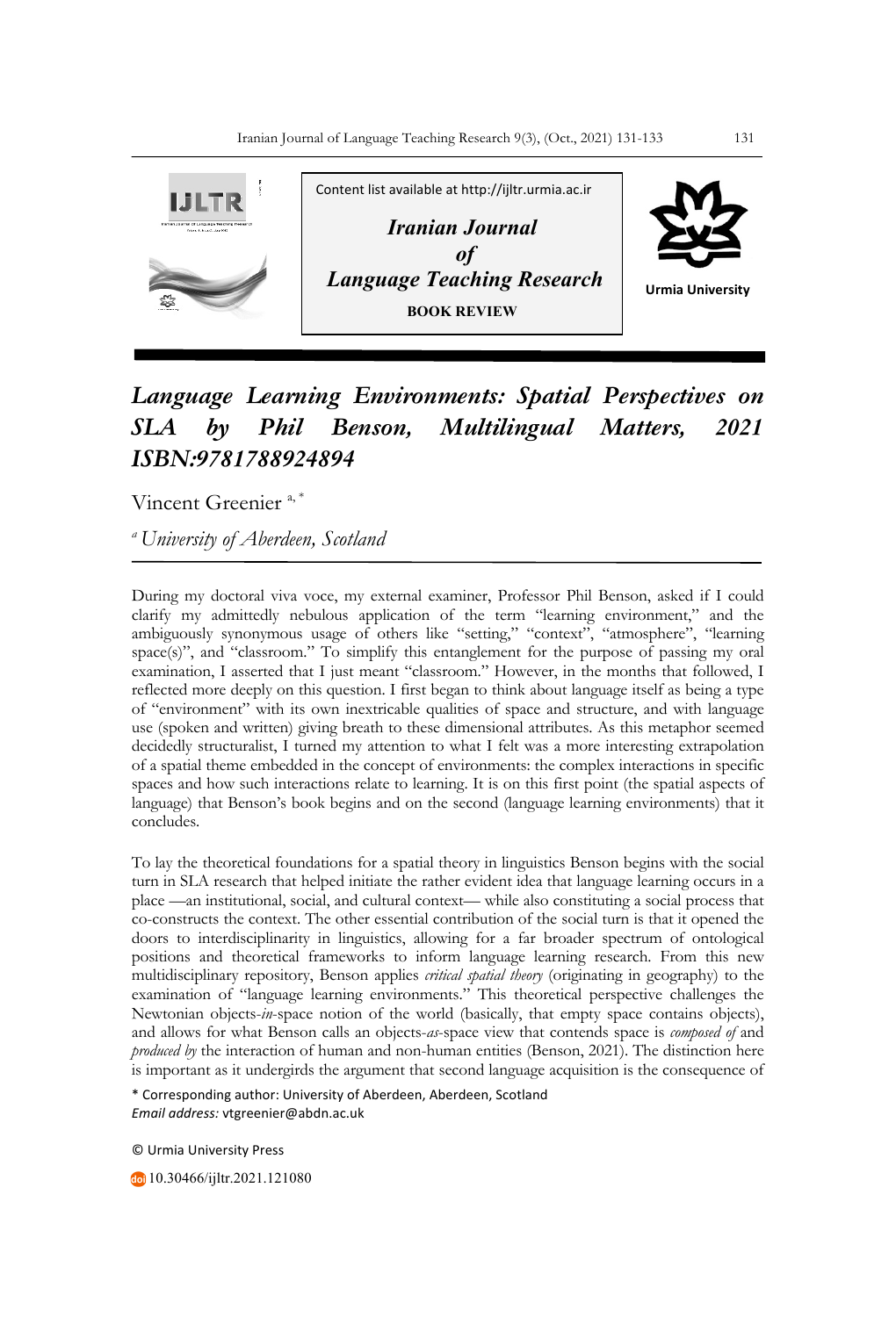Content list available at http://ijltr.urmia.ac.ir

*Iranian Journal of Language Teaching Research*

**BOOK REVIEW**

Urmia University

# *Language Learning Environments: Spatial Perspectives on SLA by Phil Benson, Multilingual Matters, 2021 ISBN:9781788924894*

Vincent Greenier [a, *]

[a] *University of Aberdeen, Scotland*

During my doctoral viva voce, my external examiner, Professor Phil Benson, asked if I could clarify my admittedly nebulous application of the term "learning environment," and the ambiguously synonymous usage of others like "setting," "context", "atmosphere", "learning space(s)", and "classroom." To simplify this entanglement for the purpose of passing my oral examination, I asserted that I just meant "classroom." However, in the months that followed, I reflected more deeply on this question. I first began to think about language itself as being a type of "environment" with its own inextricable qualities of space and structure, and with language use (spoken and written) giving breath to these dimensional attributes. As this metaphor seemed decidedly structuralist, I turned my attention to what I felt was a more interesting extrapolation of a spatial theme embedded in the concept of environments: the complex interactions in specific spaces and how such interactions relate to learning. It is on this first point (the spatial aspects of language) that Benson's book begins and on the second (language learning environments) that it concludes.

To lay the theoretical foundations for a spatial theory in linguistics Benson begins with the social turn in SLA research that helped initiate the rather evident idea that language learning occurs in a place —an institutional, social, and cultural context— while also constituting a social process that co-constructs the context. The other essential contribution of the social turn is that it opened the doors to interdisciplinarity in linguistics, allowing for a far broader spectrum of ontological positions and theoretical frameworks to inform language learning research. From this new multidisciplinary repository, Benson applies *critical spatial theory* (originating in geography) to the examination of "language learning environments." This theoretical perspective challenges the Newtonian objects-*in*-space notion of the world (basically, that empty space contains objects), and allows for what Benson calls an objects-*as*-space view that contends space is *composed of* and *produced by* the interaction of human and non-human entities (Benson, 2021). The distinction here is important as it undergirds the argument that second language acquisition is the consequence of

\* Corresponding author: University of Aberdeen, Aberdeen, Scotland
*Email address:* vtgreenier@abdn.ac.uk

© Urmia University Press

10.30466/ijltr.2021.121080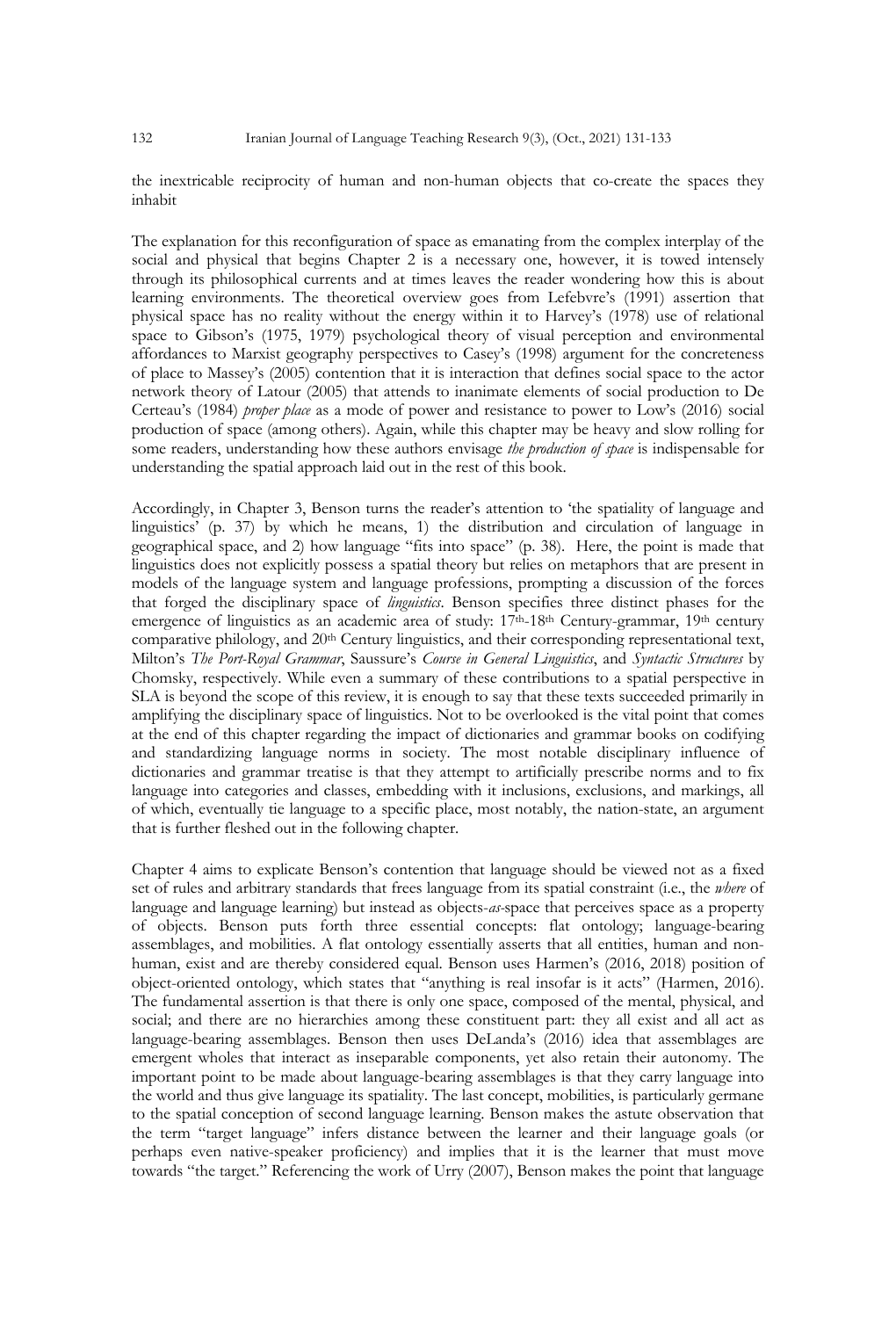the inextricable reciprocity of human and non-human objects that co-create the spaces they inhabit

The explanation for this reconfiguration of space as emanating from the complex interplay of the social and physical that begins Chapter 2 is a necessary one, however, it is towed intensely through its philosophical currents and at times leaves the reader wondering how this is about learning environments. The theoretical overview goes from Lefebvre's (1991) assertion that physical space has no reality without the energy within it to Harvey's (1978) use of relational space to Gibson's (1975, 1979) psychological theory of visual perception and environmental affordances to Marxist geography perspectives to Casey's (1998) argument for the concreteness of place to Massey's (2005) contention that it is interaction that defines social space to the actor network theory of Latour (2005) that attends to inanimate elements of social production to De Certeau's (1984) *proper place* as a mode of power and resistance to power to Low's (2016) social production of space (among others). Again, while this chapter may be heavy and slow rolling for some readers, understanding how these authors envisage *the production of space* is indispensable for understanding the spatial approach laid out in the rest of this book.

Accordingly, in Chapter 3, Benson turns the reader's attention to 'the spatiality of language and linguistics' (p. 37) by which he means, 1) the distribution and circulation of language in geographical space, and 2) how language "fits into space" (p. 38). Here, the point is made that linguistics does not explicitly possess a spatial theory but relies on metaphors that are present in models of the language system and language professions, prompting a discussion of the forces that forged the disciplinary space of *linguistics*. Benson specifies three distinct phases for the emergence of linguistics as an academic area of study: 17th-18th Century-grammar, 19th century comparative philology, and 20th Century linguistics, and their corresponding representational text, Milton's *The Port-Royal Grammar*, Saussure's *Course in General Linguistics*, and *Syntactic Structures* by Chomsky, respectively. While even a summary of these contributions to a spatial perspective in SLA is beyond the scope of this review, it is enough to say that these texts succeeded primarily in amplifying the disciplinary space of linguistics. Not to be overlooked is the vital point that comes at the end of this chapter regarding the impact of dictionaries and grammar books on codifying and standardizing language norms in society. The most notable disciplinary influence of dictionaries and grammar treatise is that they attempt to artificially prescribe norms and to fix language into categories and classes, embedding with it inclusions, exclusions, and markings, all of which, eventually tie language to a specific place, most notably, the nation-state, an argument that is further fleshed out in the following chapter.

Chapter 4 aims to explicate Benson's contention that language should be viewed not as a fixed set of rules and arbitrary standards that frees language from its spatial constraint (i.e., the *where* of language and language learning) but instead as objects-*as*-space that perceives space as a property of objects. Benson puts forth three essential concepts: flat ontology; language-bearing assemblages, and mobilities. A flat ontology essentially asserts that all entities, human and non-human, exist and are thereby considered equal. Benson uses Harmen's (2016, 2018) position of object-oriented ontology, which states that "anything is real insofar is it acts" (Harmen, 2016). The fundamental assertion is that there is only one space, composed of the mental, physical, and social; and there are no hierarchies among these constituent part: they all exist and all act as language-bearing assemblages. Benson then uses DeLanda's (2016) idea that assemblages are emergent wholes that interact as inseparable components, yet also retain their autonomy. The important point to be made about language-bearing assemblages is that they carry language into the world and thus give language its spatiality. The last concept, mobilities, is particularly germane to the spatial conception of second language learning. Benson makes the astute observation that the term "target language" infers distance between the learner and their language goals (or perhaps even native-speaker proficiency) and implies that it is the learner that must move towards "the target." Referencing the work of Urry (2007), Benson makes the point that language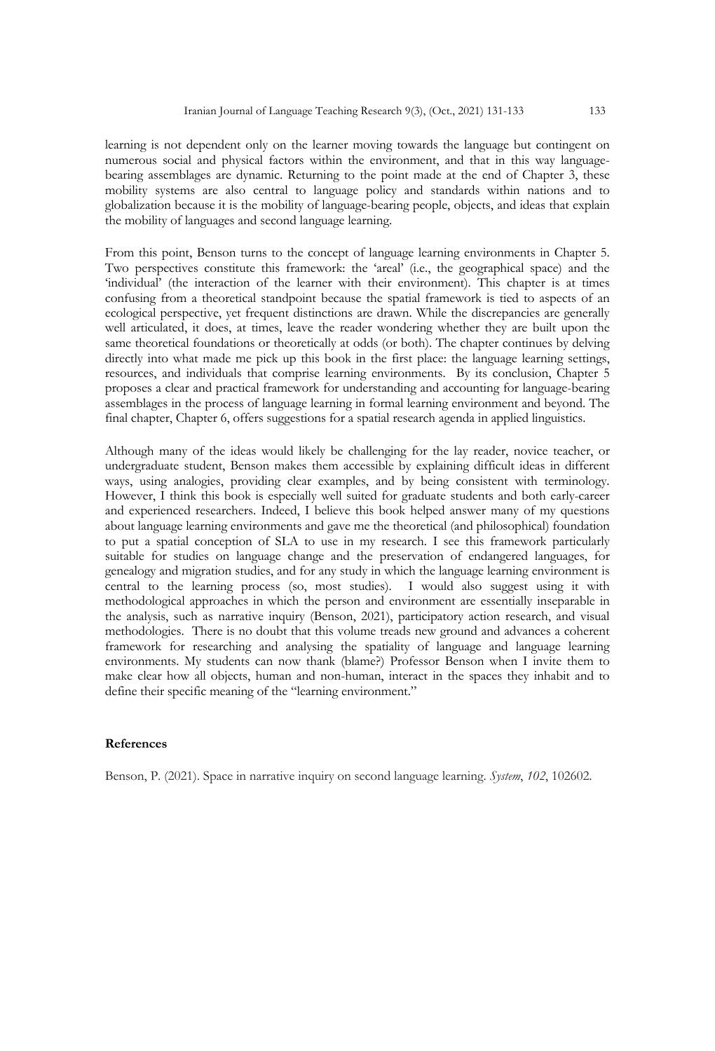learning is not dependent only on the learner moving towards the language but contingent on numerous social and physical factors within the environment, and that in this way language-bearing assemblages are dynamic. Returning to the point made at the end of Chapter 3, these mobility systems are also central to language policy and standards within nations and to globalization because it is the mobility of language-bearing people, objects, and ideas that explain the mobility of languages and second language learning.

From this point, Benson turns to the concept of language learning environments in Chapter 5. Two perspectives constitute this framework: the 'areal' (i.e., the geographical space) and the 'individual' (the interaction of the learner with their environment). This chapter is at times confusing from a theoretical standpoint because the spatial framework is tied to aspects of an ecological perspective, yet frequent distinctions are drawn. While the discrepancies are generally well articulated, it does, at times, leave the reader wondering whether they are built upon the same theoretical foundations or theoretically at odds (or both). The chapter continues by delving directly into what made me pick up this book in the first place: the language learning settings, resources, and individuals that comprise learning environments. By its conclusion, Chapter 5 proposes a clear and practical framework for understanding and accounting for language-bearing assemblages in the process of language learning in formal learning environment and beyond. The final chapter, Chapter 6, offers suggestions for a spatial research agenda in applied linguistics.

Although many of the ideas would likely be challenging for the lay reader, novice teacher, or undergraduate student, Benson makes them accessible by explaining difficult ideas in different ways, using analogies, providing clear examples, and by being consistent with terminology. However, I think this book is especially well suited for graduate students and both early-career and experienced researchers. Indeed, I believe this book helped answer many of my questions about language learning environments and gave me the theoretical (and philosophical) foundation to put a spatial conception of SLA to use in my research. I see this framework particularly suitable for studies on language change and the preservation of endangered languages, for genealogy and migration studies, and for any study in which the language learning environment is central to the learning process (so, most studies). I would also suggest using it with methodological approaches in which the person and environment are essentially inseparable in the analysis, such as narrative inquiry (Benson, 2021), participatory action research, and visual methodologies. There is no doubt that this volume treads new ground and advances a coherent framework for researching and analysing the spatiality of language and language learning environments. My students can now thank (blame?) Professor Benson when I invite them to make clear how all objects, human and non-human, interact in the spaces they inhabit and to define their specific meaning of the "learning environment."

**References**

Benson, P. (2021). Space in narrative inquiry on second language learning. *System*, *102*, 102602.